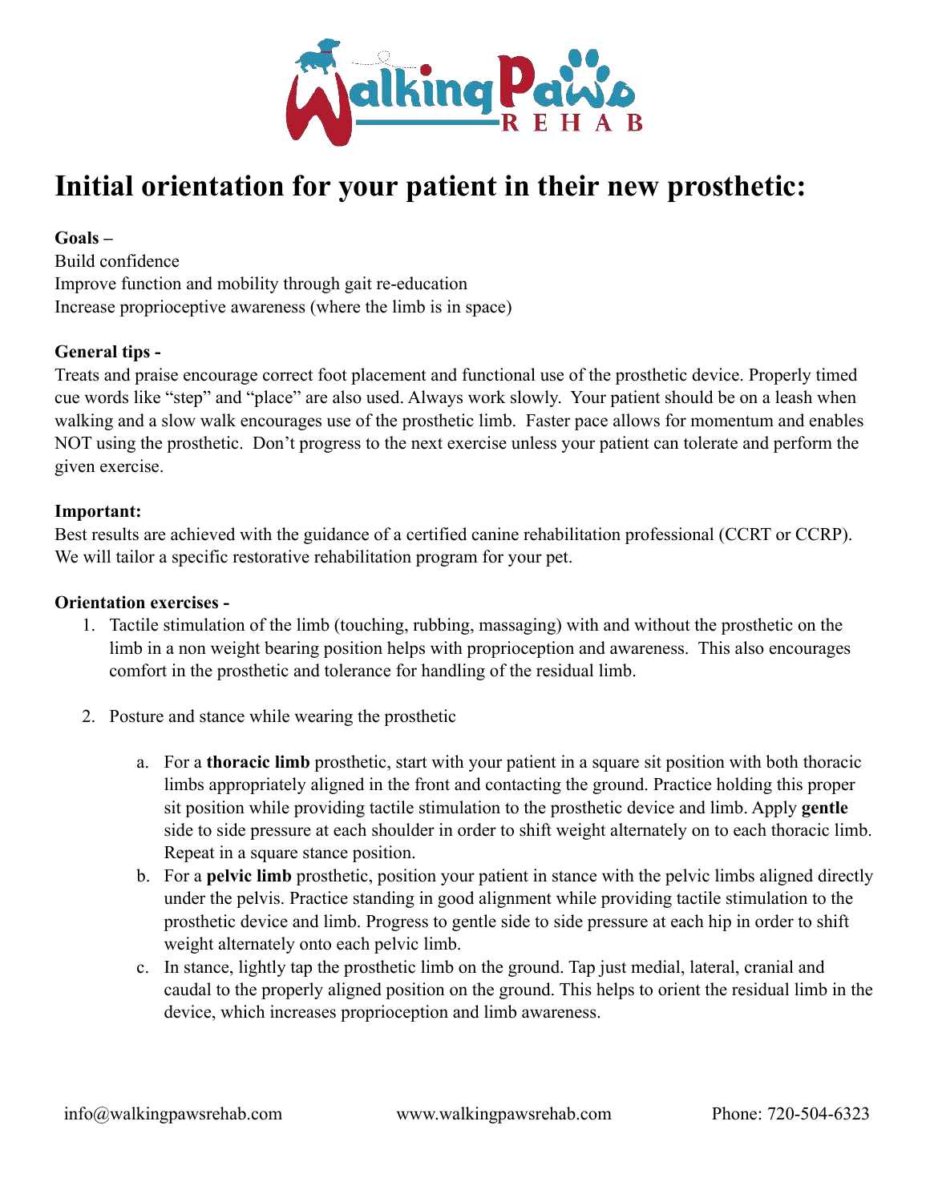# Initial orientation for your patient in their new prosthetic:

**Goals –**
Build confidence
Improve function and mobility through gait re-education
Increase proprioceptive awareness (where the limb is in space)

**General tips -**
Treats and praise encourage correct foot placement and functional use of the prosthetic device. Properly timed cue words like "step" and "place" are also used. Always work slowly. Your patient should be on a leash when walking and a slow walk encourages use of the prosthetic limb. Faster pace allows for momentum and enables NOT using the prosthetic. Don't progress to the next exercise unless your patient can tolerate and perform the given exercise.

**Important:**
Best results are achieved with the guidance of a certified canine rehabilitation professional (CCRT or CCRP). We will tailor a specific restorative rehabilitation program for your pet.

**Orientation exercises -**

1. Tactile stimulation of the limb (touching, rubbing, massaging) with and without the prosthetic on the limb in a non weight bearing position helps with proprioception and awareness. This also encourages comfort in the prosthetic and tolerance for handling of the residual limb.

2. Posture and stance while wearing the prosthetic

   a. For a **thoracic limb** prosthetic, start with your patient in a square sit position with both thoracic limbs appropriately aligned in the front and contacting the ground. Practice holding this proper sit position while providing tactile stimulation to the prosthetic device and limb. Apply **gentle** side to side pressure at each shoulder in order to shift weight alternately on to each thoracic limb. Repeat in a square stance position.
   
   b. For a **pelvic limb** prosthetic, position your patient in stance with the pelvic limbs aligned directly under the pelvis. Practice standing in good alignment while providing tactile stimulation to the prosthetic device and limb. Progress to gentle side to side pressure at each hip in order to shift weight alternately onto each pelvic limb.
   
   c. In stance, lightly tap the prosthetic limb on the ground. Tap just medial, lateral, cranial and caudal to the properly aligned position on the ground. This helps to orient the residual limb in the device, which increases proprioception and limb awareness.

info@walkingpawsrehab.com www.walkingpawsrehab.com Phone: 720-504-6323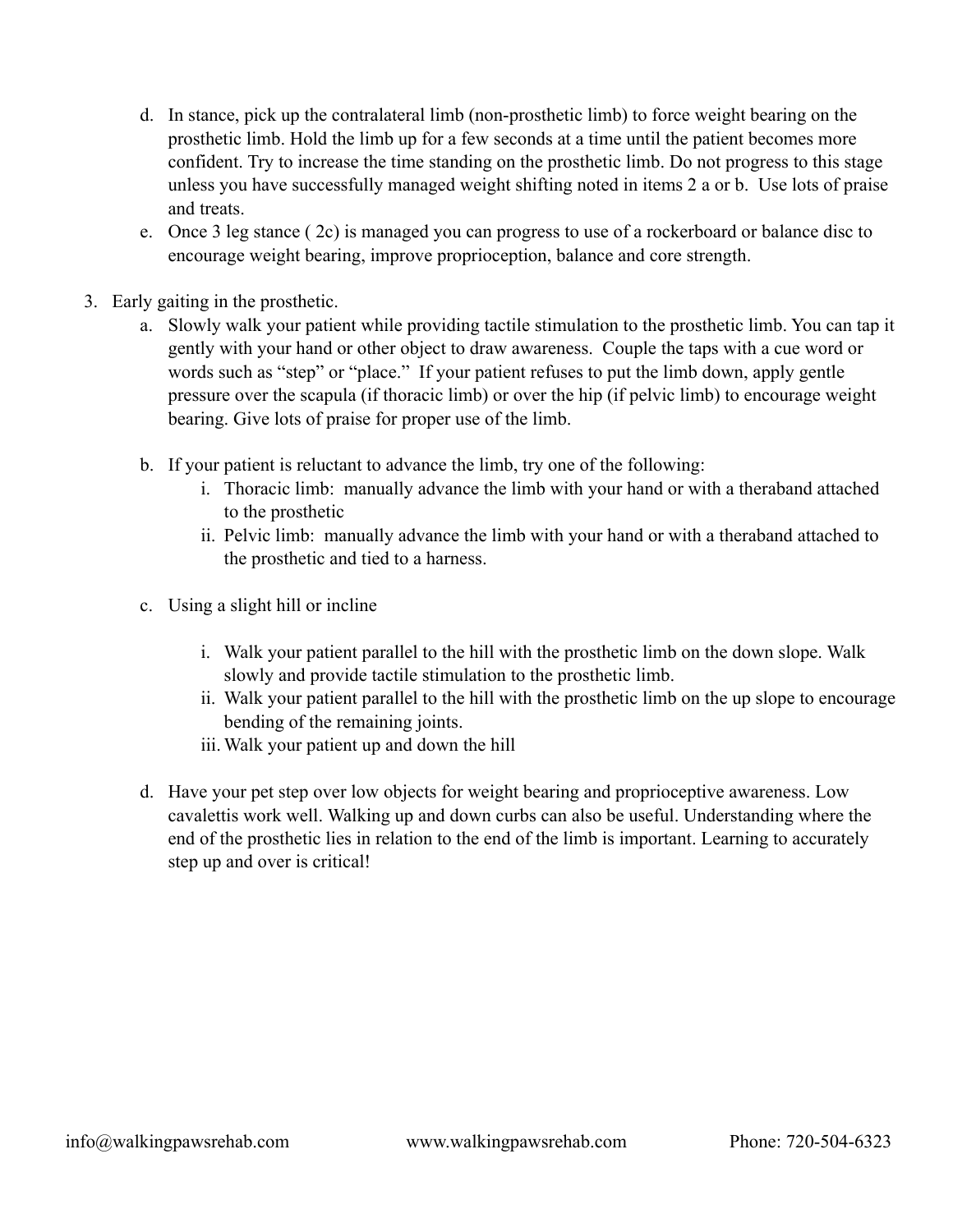d. In stance, pick up the contralateral limb (non-prosthetic limb) to force weight bearing on the prosthetic limb. Hold the limb up for a few seconds at a time until the patient becomes more confident. Try to increase the time standing on the prosthetic limb. Do not progress to this stage unless you have successfully managed weight shifting noted in items 2 a or b. Use lots of praise and treats.

e. Once 3 leg stance ( 2c) is managed you can progress to use of a rockerboard or balance disc to encourage weight bearing, improve proprioception, balance and core strength.

3. Early gaiting in the prosthetic.

   a. Slowly walk your patient while providing tactile stimulation to the prosthetic limb. You can tap it gently with your hand or other object to draw awareness. Couple the taps with a cue word or words such as "step" or "place." If your patient refuses to put the limb down, apply gentle pressure over the scapula (if thoracic limb) or over the hip (if pelvic limb) to encourage weight bearing. Give lots of praise for proper use of the limb.

   b. If your patient is reluctant to advance the limb, try one of the following:

      i. Thoracic limb: manually advance the limb with your hand or with a theraband attached to the prosthetic

      ii. Pelvic limb: manually advance the limb with your hand or with a theraband attached to the prosthetic and tied to a harness.

   c. Using a slight hill or incline

      i. Walk your patient parallel to the hill with the prosthetic limb on the down slope. Walk slowly and provide tactile stimulation to the prosthetic limb.

      ii. Walk your patient parallel to the hill with the prosthetic limb on the up slope to encourage bending of the remaining joints.

      iii. Walk your patient up and down the hill

   d. Have your pet step over low objects for weight bearing and proprioceptive awareness. Low cavalettis work well. Walking up and down curbs can also be useful. Understanding where the end of the prosthetic lies in relation to the end of the limb is important. Learning to accurately step up and over is critical!